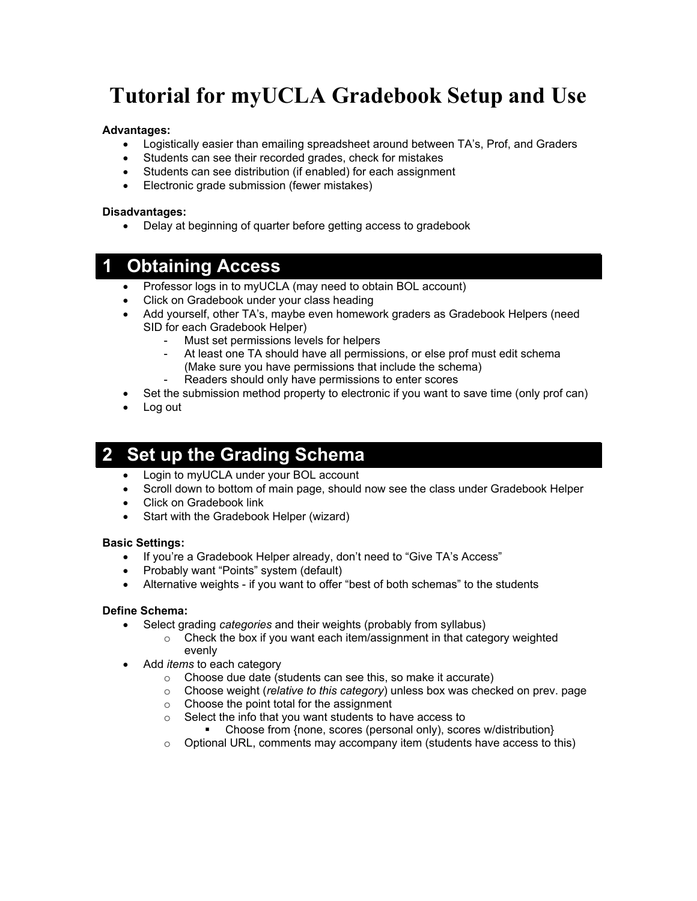# Tutorial for myUCLA Gradebook Setup and Use

**Advantages:**

- Logistically easier than emailing spreadsheet around between TA's, Prof, and Graders
- Students can see their recorded grades, check for mistakes
- Students can see distribution (if enabled) for each assignment
- Electronic grade submission (fewer mistakes)

**Disadvantages:**

- Delay at beginning of quarter before getting access to gradebook

## 1 Obtaining Access

- Professor logs in to myUCLA (may need to obtain BOL account)
- Click on Gradebook under your class heading
- Add yourself, other TA's, maybe even homework graders as Gradebook Helpers (need SID for each Gradebook Helper)
  - Must set permissions levels for helpers
  - At least one TA should have all permissions, or else prof must edit schema (Make sure you have permissions that include the schema)
  - Readers should only have permissions to enter scores
- Set the submission method property to electronic if you want to save time (only prof can)
- Log out

## 2 Set up the Grading Schema

- Login to myUCLA under your BOL account
- Scroll down to bottom of main page, should now see the class under Gradebook Helper
- Click on Gradebook link
- Start with the Gradebook Helper (wizard)

**Basic Settings:**

- If you're a Gradebook Helper already, don't need to "Give TA's Access"
- Probably want "Points" system (default)
- Alternative weights - if you want to offer "best of both schemas" to the students

**Define Schema:**

- Select grading *categories* and their weights (probably from syllabus)
  - Check the box if you want each item/assignment in that category weighted evenly
- Add *items* to each category
  - Choose due date (students can see this, so make it accurate)
  - Choose weight (*relative to this category*) unless box was checked on prev. page
  - Choose the point total for the assignment
  - Select the info that you want students to have access to
    - Choose from {none, scores (personal only), scores w/distribution}
  - Optional URL, comments may accompany item (students have access to this)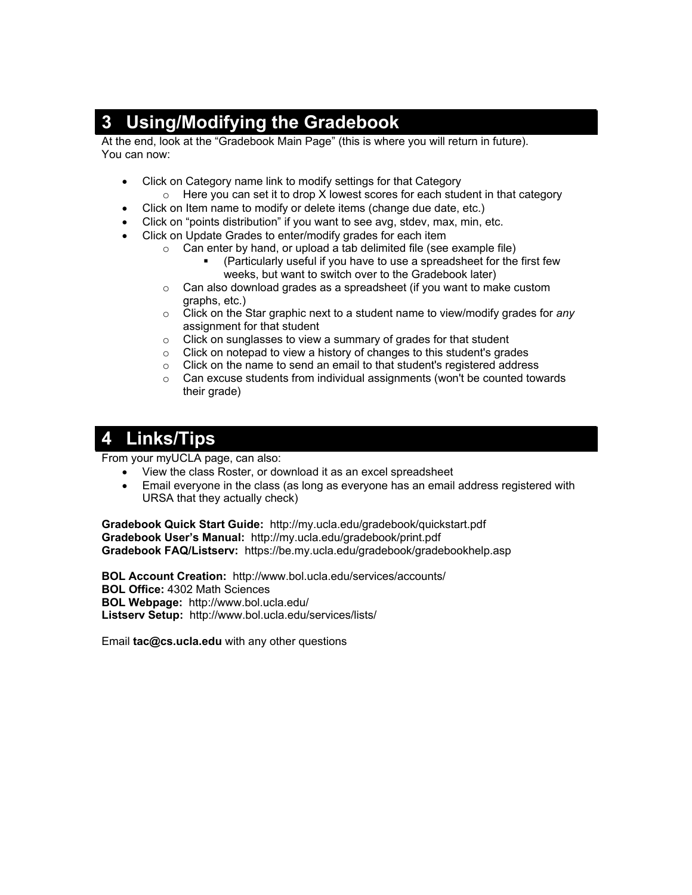## 3 Using/Modifying the Gradebook

At the end, look at the “Gradebook Main Page” (this is where you will return in future).
You can now:

- Click on Category name link to modify settings for that Category
  - Here you can set it to drop X lowest scores for each student in that category
- Click on Item name to modify or delete items (change due date, etc.)
- Click on “points distribution” if you want to see avg, stdev, max, min, etc.
- Click on Update Grades to enter/modify grades for each item
  - Can enter by hand, or upload a tab delimited file (see example file)
    - (Particularly useful if you have to use a spreadsheet for the first few weeks, but want to switch over to the Gradebook later)
  - Can also download grades as a spreadsheet (if you want to make custom graphs, etc.)
  - Click on the Star graphic next to a student name to view/modify grades for *any* assignment for that student
  - Click on sunglasses to view a summary of grades for that student
  - Click on notepad to view a history of changes to this student's grades
  - Click on the name to send an email to that student's registered address
  - Can excuse students from individual assignments (won't be counted towards their grade)

## 4 Links/Tips

From your myUCLA page, can also:

- View the class Roster, or download it as an excel spreadsheet
- Email everyone in the class (as long as everyone has an email address registered with URSA that they actually check)

**Gradebook Quick Start Guide:** http://my.ucla.edu/gradebook/quickstart.pdf
**Gradebook User’s Manual:** http://my.ucla.edu/gradebook/print.pdf
**Gradebook FAQ/Listserv:** https://be.my.ucla.edu/gradebook/gradebookhelp.asp

**BOL Account Creation:** http://www.bol.ucla.edu/services/accounts/
**BOL Office:** 4302 Math Sciences
**BOL Webpage:** http://www.bol.ucla.edu/
**Listserv Setup:** http://www.bol.ucla.edu/services/lists/

Email **tac@cs.ucla.edu** with any other questions